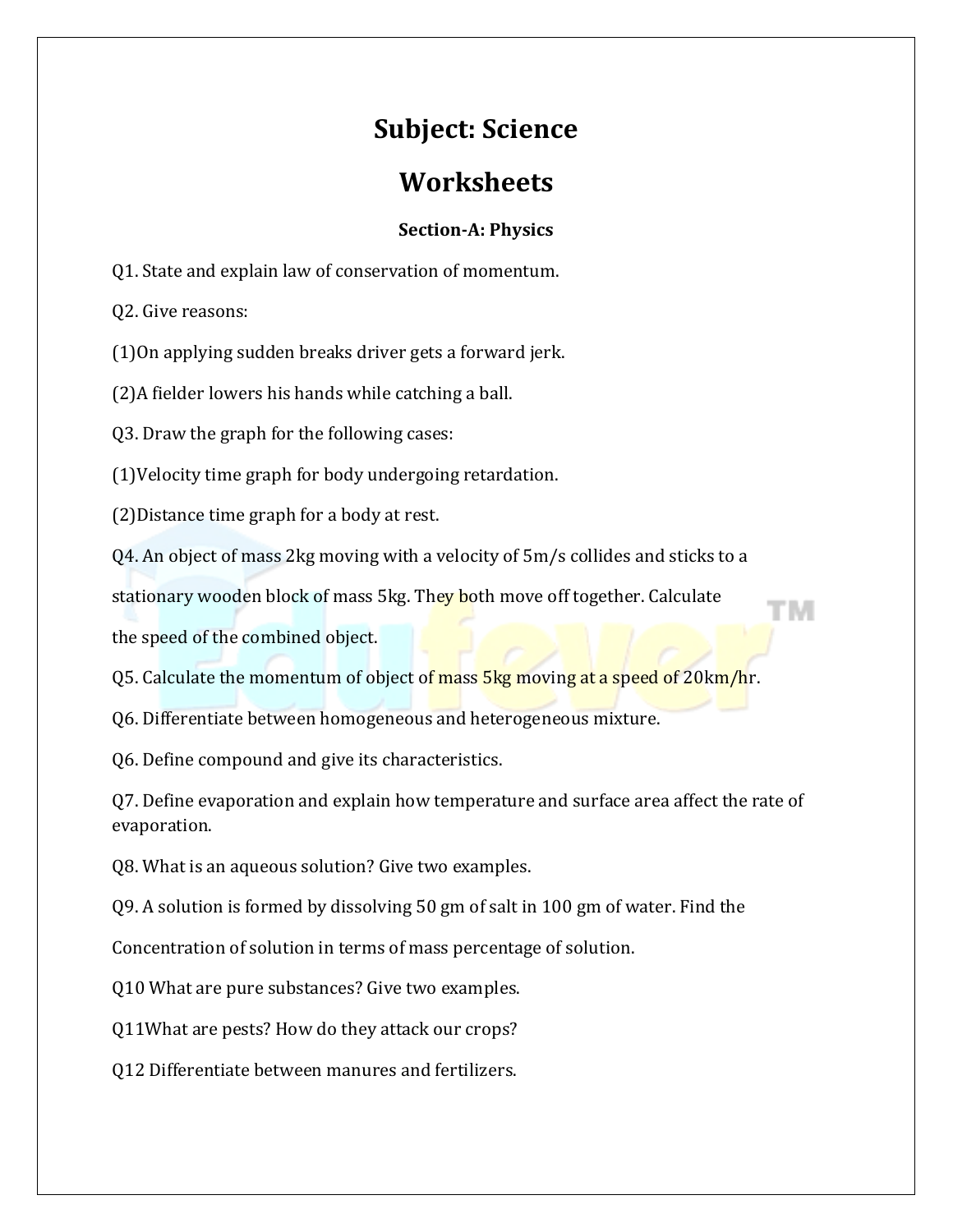# Subject: Science

# Worksheets

### Section-A: Physics

Q1. State and explain law of conservation of momentum.

Q2. Give reasons:

(1)On applying sudden breaks driver gets a forward jerk.

(2)A fielder lowers his hands while catching a ball.

Q3. Draw the graph for the following cases:

(1)Velocity time graph for body undergoing retardation.

(2)Distance time graph for a body at rest.

Q4. An object of mass 2kg moving with a velocity of 5m/s collides and sticks to a stationary wooden block of mass 5kg. They both move off together. Calculate the speed of the combined object.

Q5. Calculate the momentum of object of mass 5kg moving at a speed of 20km/hr.

Q6. Differentiate between homogeneous and heterogeneous mixture.

Q6. Define compound and give its characteristics.

Q7. Define evaporation and explain how temperature and surface area affect the rate of evaporation.

Q8. What is an aqueous solution? Give two examples.

Q9. A solution is formed by dissolving 50 gm of salt in 100 gm of water. Find the Concentration of solution in terms of mass percentage of solution.

Q10 What are pure substances? Give two examples.

Q11What are pests? How do they attack our crops?

Q12 Differentiate between manures and fertilizers.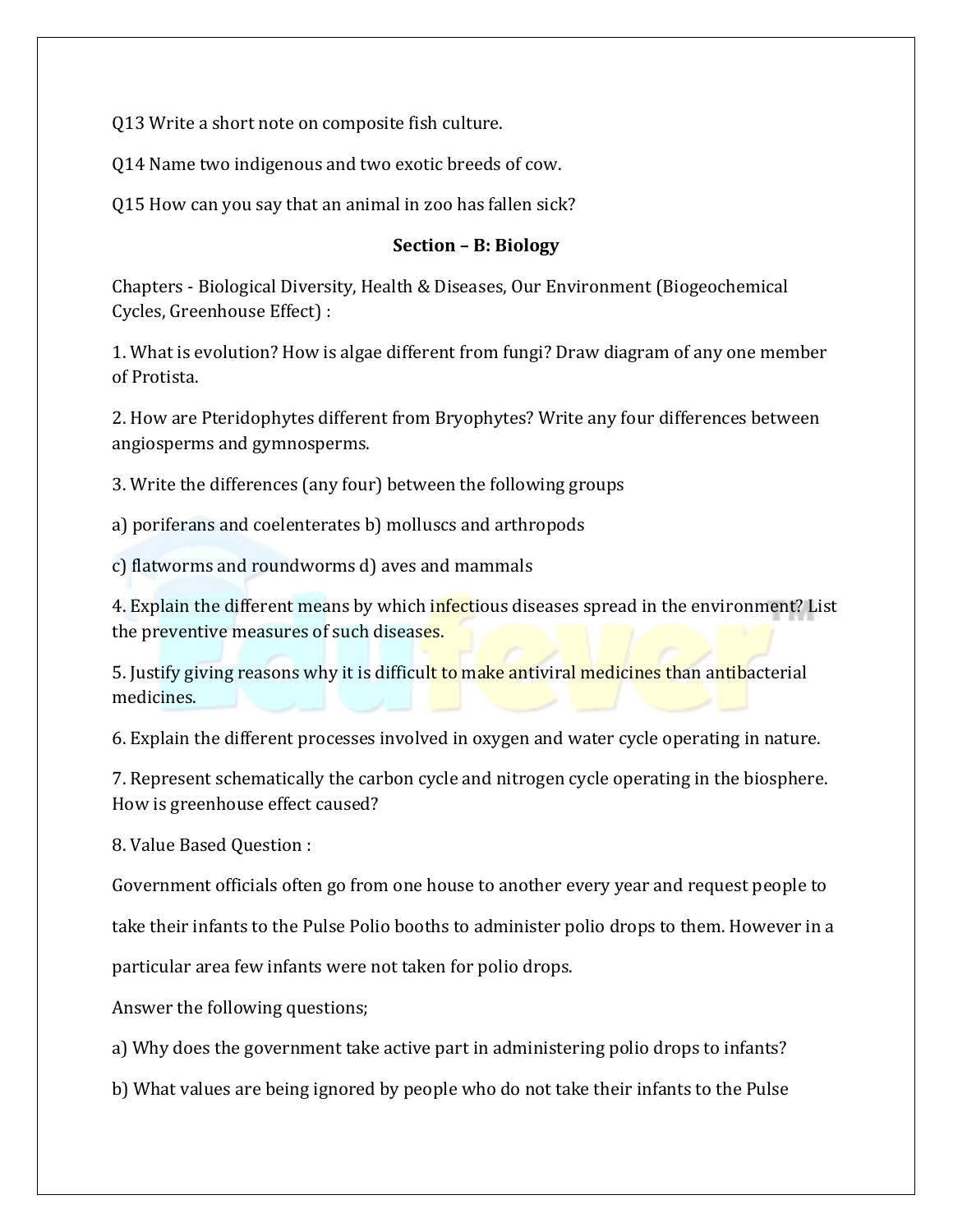Q13 Write a short note on composite fish culture.

Q14 Name two indigenous and two exotic breeds of cow.

Q15 How can you say that an animal in zoo has fallen sick?

**Section – B: Biology**

Chapters - Biological Diversity, Health & Diseases, Our Environment (Biogeochemical Cycles, Greenhouse Effect) :

1. What is evolution? How is algae different from fungi? Draw diagram of any one member of Protista.

2. How are Pteridophytes different from Bryophytes? Write any four differences between angiosperms and gymnosperms.

3. Write the differences (any four) between the following groups

a) poriferans and coelenterates b) molluscs and arthropods

c) flatworms and roundworms d) aves and mammals

4. Explain the different means by which infectious diseases spread in the environment? List the preventive measures of such diseases.

5. Justify giving reasons why it is difficult to make antiviral medicines than antibacterial medicines.

6. Explain the different processes involved in oxygen and water cycle operating in nature.

7. Represent schematically the carbon cycle and nitrogen cycle operating in the biosphere. How is greenhouse effect caused?

8. Value Based Question :

Government officials often go from one house to another every year and request people to take their infants to the Pulse Polio booths to administer polio drops to them. However in a particular area few infants were not taken for polio drops.

Answer the following questions;

a) Why does the government take active part in administering polio drops to infants?

b) What values are being ignored by people who do not take their infants to the Pulse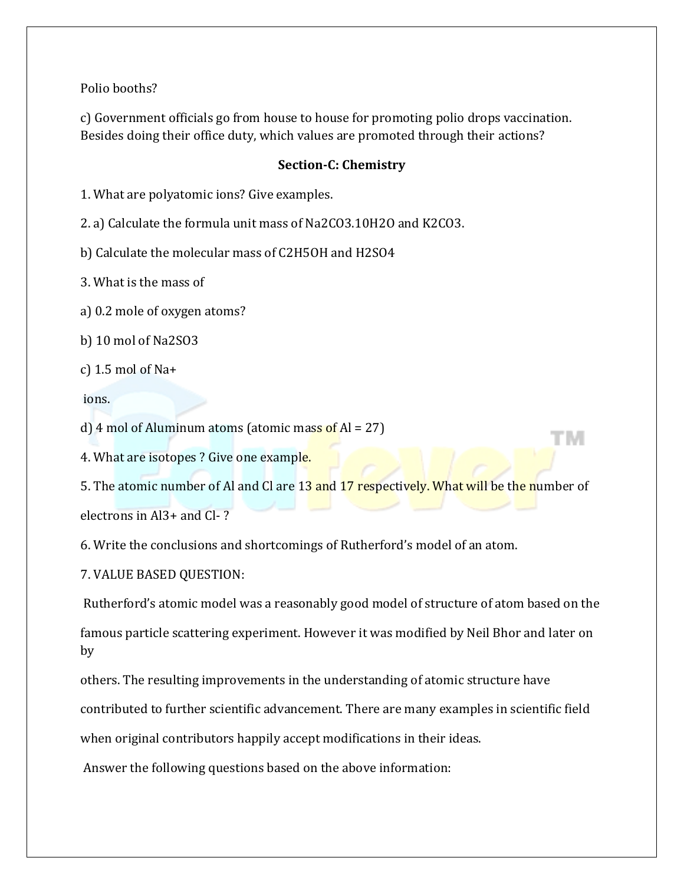Polio booths?

c) Government officials go from house to house for promoting polio drops vaccination. Besides doing their office duty, which values are promoted through their actions?

## Section-C: Chemistry

1. What are polyatomic ions? Give examples.

2. a) Calculate the formula unit mass of $Na_2CO_3.10H_2O$ and $K_2CO_3$.

b) Calculate the molecular mass of $C_2H_5OH$ and $H_2SO_4$

3. What is the mass of

a) 0.2 mole of oxygen atoms?

b) 10 mol of $Na_2SO_3$

c) 1.5 mol of $Na^+$

ions.

d) 4 mol of Aluminum atoms (atomic mass of Al = 27)

4. What are isotopes ? Give one example.

5. The atomic number of Al and Cl are 13 and 17 respectively. What will be the number of electrons in $Al^{3+}$ and $Cl^-$ ?

6. Write the conclusions and shortcomings of Rutherford's model of an atom.

7. VALUE BASED QUESTION:

Rutherford's atomic model was a reasonably good model of structure of atom based on the famous particle scattering experiment. However it was modified by Neil Bhor and later on by others. The resulting improvements in the understanding of atomic structure have contributed to further scientific advancement. There are many examples in scientific field when original contributors happily accept modifications in their ideas.

Answer the following questions based on the above information: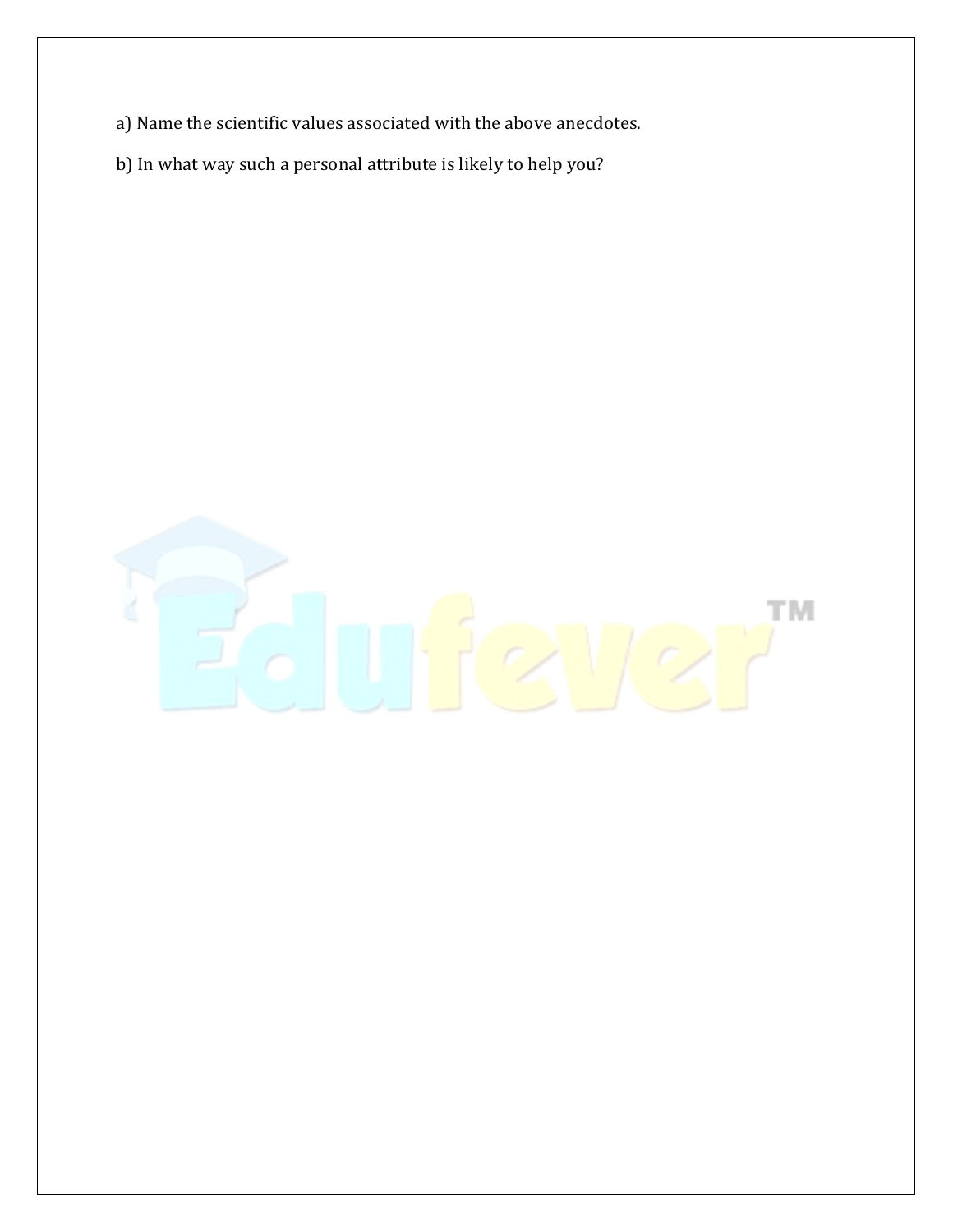a) Name the scientific values associated with the above anecdotes.

b) In what way such a personal attribute is likely to help you?